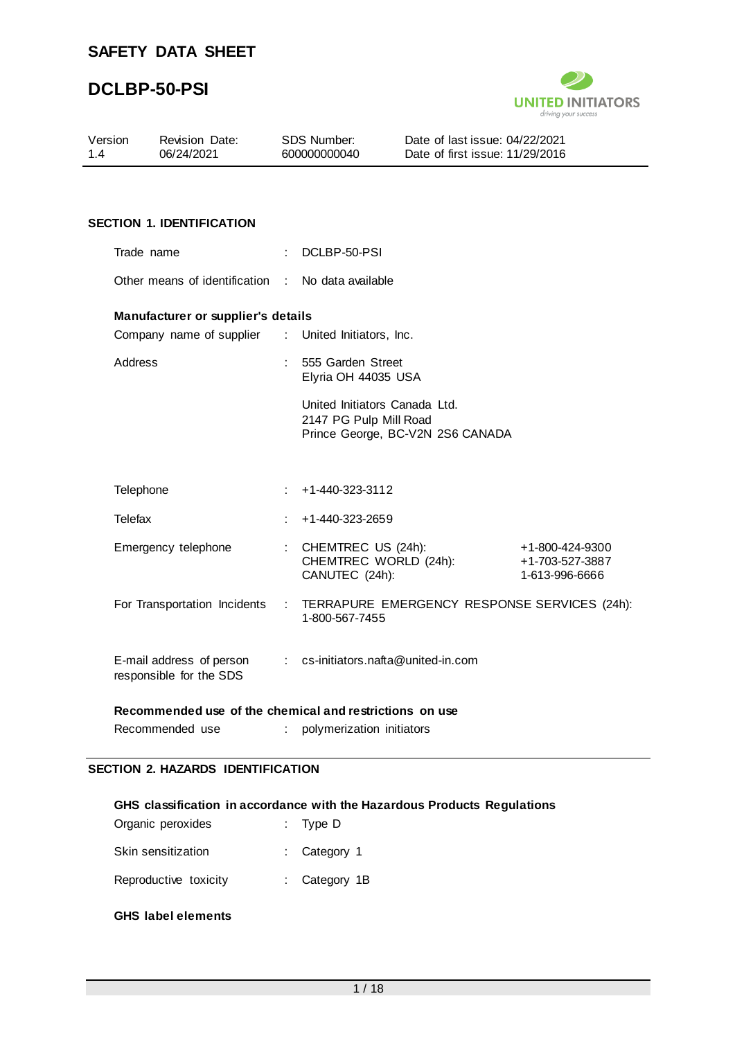# SAFETY DATA SHEET

# DCLBP-50-PSI

| Version | Revision Date: | SDS Number: | Date of last issue: 04/22/2021 |
|---|---|---|---|
| 1.4 | 06/24/2021 | 600000000040 | Date of first issue: 11/29/2016 |

## SECTION 1. IDENTIFICATION

Trade name : DCLBP-50-PSI

Other means of identification : No data available

**Manufacturer or supplier's details**

Company name of supplier : United Initiators, Inc.

Address : 555 Garden Street
Elyria OH 44035 USA

United Initiators Canada Ltd.
2147 PG Pulp Mill Road
Prince George, BC-V2N 2S6 CANADA

Telephone : +1-440-323-3112

Telefax : +1-440-323-2659

Emergency telephone : CHEMTREC US (24h): +1-800-424-9300
CHEMTREC WORLD (24h): +1-703-527-3887
CANUTEC (24h): 1-613-996-6666

For Transportation Incidents : TERRAPURE EMERGENCY RESPONSE SERVICES (24h): 1-800-567-7455

E-mail address of person responsible for the SDS : cs-initiators.nafta@united-in.com

**Recommended use of the chemical and restrictions on use**

Recommended use : polymerization initiators

## SECTION 2. HAZARDS IDENTIFICATION

**GHS classification in accordance with the Hazardous Products Regulations**

Organic peroxides : Type D

Skin sensitization : Category 1

Reproductive toxicity : Category 1B

**GHS label elements**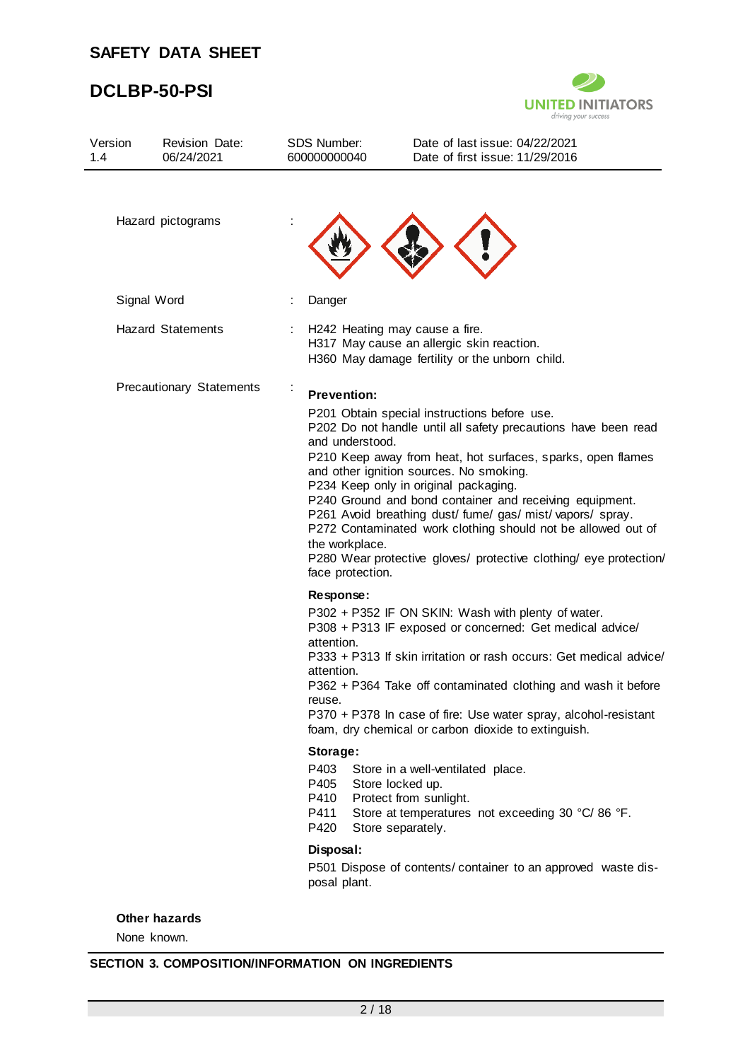| Version 1.4 | Revision Date: 06/24/2021 | SDS Number: 600000000040 | Date of last issue: 04/22/2021<br>Date of first issue: 11/29/2016 |
|---|---|---|---|

Hazard pictograms :

Signal Word : Danger

Hazard Statements : H242 Heating may cause a fire.
H317 May cause an allergic skin reaction.
H360 May damage fertility or the unborn child.

Precautionary Statements :

**Prevention:**

P201 Obtain special instructions before use.
P202 Do not handle until all safety precautions have been read and understood.
P210 Keep away from heat, hot surfaces, sparks, open flames and other ignition sources. No smoking.
P234 Keep only in original packaging.
P240 Ground and bond container and receiving equipment.
P261 Avoid breathing dust/ fume/ gas/ mist/ vapors/ spray.
P272 Contaminated work clothing should not be allowed out of the workplace.
P280 Wear protective gloves/ protective clothing/ eye protection/ face protection.

**Response:**

P302 + P352 IF ON SKIN: Wash with plenty of water.
P308 + P313 IF exposed or concerned: Get medical advice/ attention.
P333 + P313 If skin irritation or rash occurs: Get medical advice/ attention.
P362 + P364 Take off contaminated clothing and wash it before reuse.
P370 + P378 In case of fire: Use water spray, alcohol-resistant foam, dry chemical or carbon dioxide to extinguish.

**Storage:**

P403 Store in a well-ventilated place.
P405 Store locked up.
P410 Protect from sunlight.
P411 Store at temperatures not exceeding 30 °C/ 86 °F.
P420 Store separately.

**Disposal:**

P501 Dispose of contents/ container to an approved waste disposal plant.

**Other hazards**

None known.

## SECTION 3. COMPOSITION/INFORMATION ON INGREDIENTS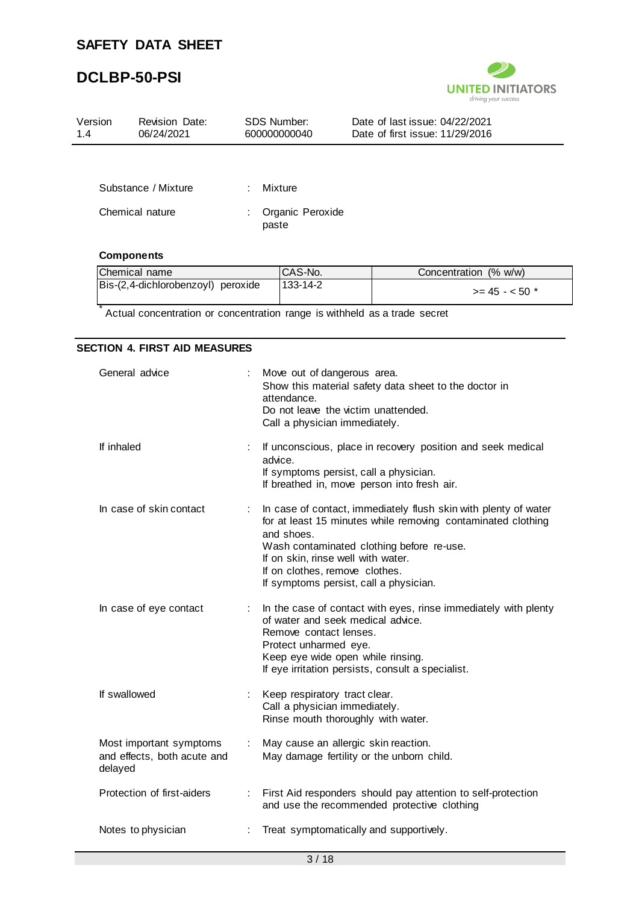| Substance / Mixture | : | Mixture |
|---|---|---|
| Chemical nature | : | Organic Peroxide paste |

**Components**

| Chemical name | CAS-No. | Concentration (% w/w) |
|---|---|---|
| Bis-(2,4-dichlorobenzoyl) peroxide | 133-14-2 | >= 45 - < 50 * |

\* Actual concentration or concentration range is withheld as a trade secret

## SECTION 4. FIRST AID MEASURES

**General advice** : Move out of dangerous area.
Show this material safety data sheet to the doctor in attendance.
Do not leave the victim unattended.
Call a physician immediately.

**If inhaled** : If unconscious, place in recovery position and seek medical advice.
If symptoms persist, call a physician.
If breathed in, move person into fresh air.

**In case of skin contact** : In case of contact, immediately flush skin with plenty of water for at least 15 minutes while removing contaminated clothing and shoes.
Wash contaminated clothing before re-use.
If on skin, rinse well with water.
If on clothes, remove clothes.
If symptoms persist, call a physician.

**In case of eye contact** : In the case of contact with eyes, rinse immediately with plenty of water and seek medical advice.
Remove contact lenses.
Protect unharmed eye.
Keep eye wide open while rinsing.
If eye irritation persists, consult a specialist.

**If swallowed** : Keep respiratory tract clear.
Call a physician immediately.
Rinse mouth thoroughly with water.

**Most important symptoms and effects, both acute and delayed** : May cause an allergic skin reaction.
May damage fertility or the unborn child.

**Protection of first-aiders** : First Aid responders should pay attention to self-protection and use the recommended protective clothing

**Notes to physician** : Treat symptomatically and supportively.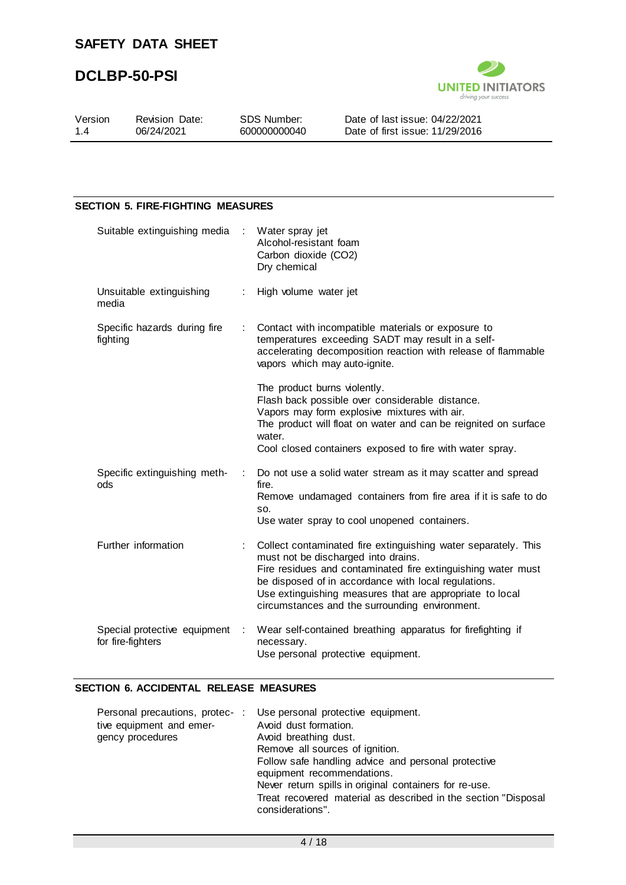## SECTION 5. FIRE-FIGHTING MEASURES

| | |
|---|---|
| Suitable extinguishing media | Water spray jet<br>Alcohol-resistant foam<br>Carbon dioxide ($CO_2$)<br>Dry chemical |
| Unsuitable extinguishing media | High volume water jet |
| Specific hazards during fire fighting | Contact with incompatible materials or exposure to temperatures exceeding SADT may result in a self-accelerating decomposition reaction with release of flammable vapors which may auto-ignite.<br><br>The product burns violently.<br>Flash back possible over considerable distance.<br>Vapors may form explosive mixtures with air.<br>The product will float on water and can be reignited on surface water.<br>Cool closed containers exposed to fire with water spray. |
| Specific extinguishing methods | Do not use a solid water stream as it may scatter and spread fire.<br>Remove undamaged containers from fire area if it is safe to do so.<br>Use water spray to cool unopened containers. |
| Further information | Collect contaminated fire extinguishing water separately. This must not be discharged into drains.<br>Fire residues and contaminated fire extinguishing water must be disposed of in accordance with local regulations.<br>Use extinguishing measures that are appropriate to local circumstances and the surrounding environment. |
| Special protective equipment for fire-fighters | Wear self-contained breathing apparatus for firefighting if necessary.<br>Use personal protective equipment. |

## SECTION 6. ACCIDENTAL RELEASE MEASURES

| | |
|---|---|
| Personal precautions, protective equipment and emergency procedures | Use personal protective equipment.<br>Avoid dust formation.<br>Avoid breathing dust.<br>Remove all sources of ignition.<br>Follow safe handling advice and personal protective equipment recommendations.<br>Never return spills in original containers for re-use.<br>Treat recovered material as described in the section "Disposal considerations". |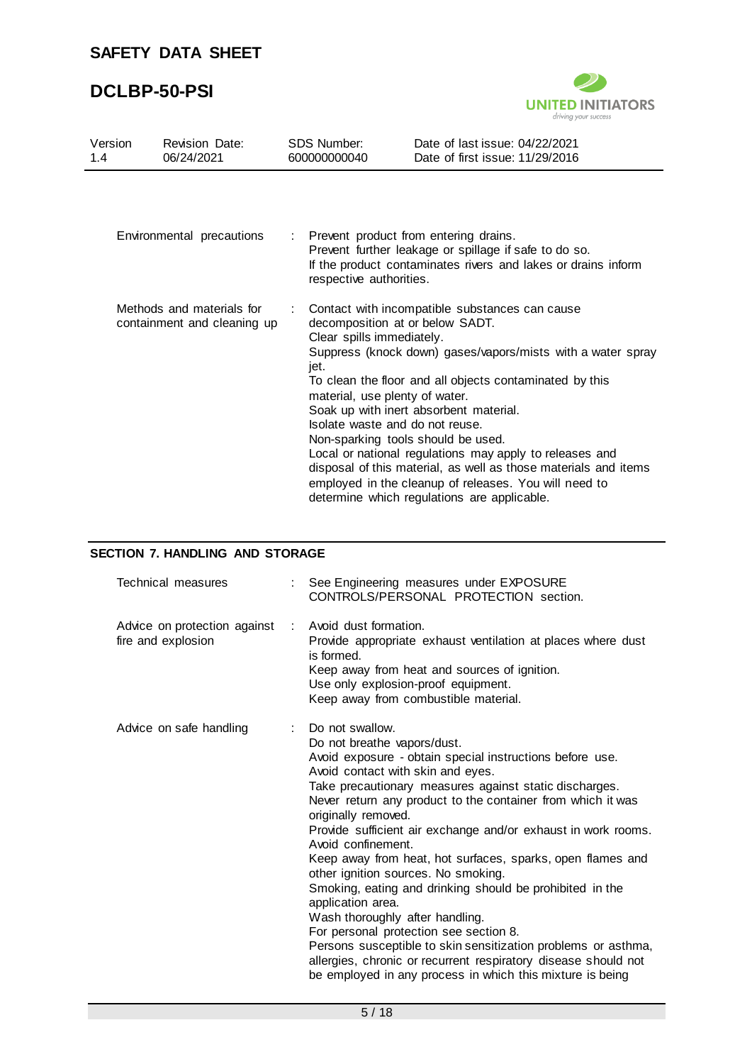| | | |
|---|---|---|
| Environmental precautions | : | Prevent product from entering drains.<br>Prevent further leakage or spillage if safe to do so.<br>If the product contaminates rivers and lakes or drains inform respective authorities. |
| Methods and materials for containment and cleaning up | : | Contact with incompatible substances can cause decomposition at or below SADT.<br>Clear spills immediately.<br>Suppress (knock down) gases/vapors/mists with a water spray jet.<br>To clean the floor and all objects contaminated by this material, use plenty of water.<br>Soak up with inert absorbent material.<br>Isolate waste and do not reuse.<br>Non-sparking tools should be used.<br>Local or national regulations may apply to releases and disposal of this material, as well as those materials and items employed in the cleanup of releases. You will need to determine which regulations are applicable. |

## SECTION 7. HANDLING AND STORAGE

| | | |
|---|---|---|
| Technical measures | : | See Engineering measures under EXPOSURE CONTROLS/PERSONAL PROTECTION section. |
| Advice on protection against fire and explosion | : | Avoid dust formation.<br>Provide appropriate exhaust ventilation at places where dust is formed.<br>Keep away from heat and sources of ignition.<br>Use only explosion-proof equipment.<br>Keep away from combustible material. |
| Advice on safe handling | : | Do not swallow.<br>Do not breathe vapors/dust.<br>Avoid exposure - obtain special instructions before use.<br>Avoid contact with skin and eyes.<br>Take precautionary measures against static discharges.<br>Never return any product to the container from which it was originally removed.<br>Provide sufficient air exchange and/or exhaust in work rooms.<br>Avoid confinement.<br>Keep away from heat, hot surfaces, sparks, open flames and other ignition sources. No smoking.<br>Smoking, eating and drinking should be prohibited in the application area.<br>Wash thoroughly after handling.<br>For personal protection see section 8.<br>Persons susceptible to skin sensitization problems or asthma, allergies, chronic or recurrent respiratory disease should not be employed in any process in which this mixture is being |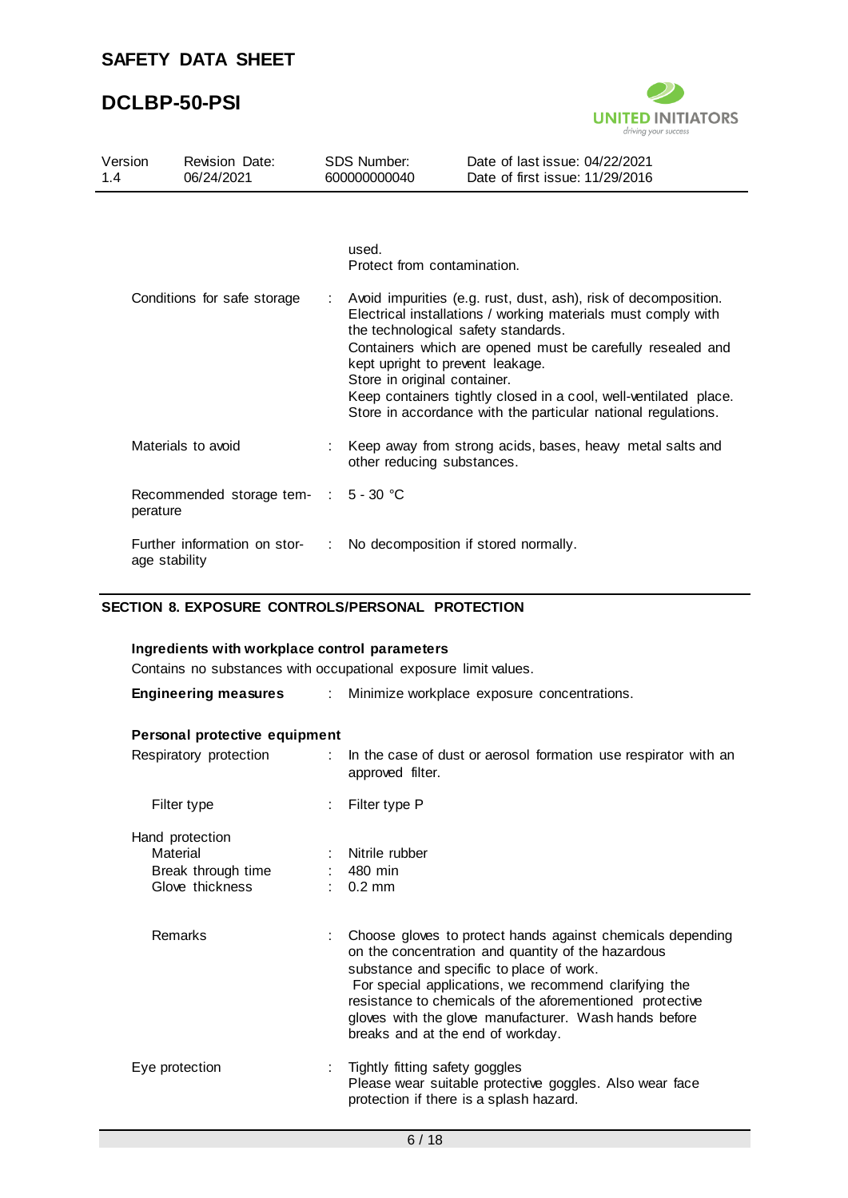used.
Protect from contamination.

Conditions for safe storage : Avoid impurities (e.g. rust, dust, ash), risk of decomposition. Electrical installations / working materials must comply with the technological safety standards.
Containers which are opened must be carefully resealed and kept upright to prevent leakage.
Store in original container.
Keep containers tightly closed in a cool, well-ventilated place.
Store in accordance with the particular national regulations.

Materials to avoid : Keep away from strong acids, bases, heavy metal salts and other reducing substances.

Recommended storage temperature : 5 - 30 °C

Further information on storage stability : No decomposition if stored normally.

## SECTION 8. EXPOSURE CONTROLS/PERSONAL PROTECTION

**Ingredients with workplace control parameters**

Contains no substances with occupational exposure limit values.

**Engineering measures** : Minimize workplace exposure concentrations.

**Personal protective equipment**

Respiratory protection : In the case of dust or aerosol formation use respirator with an approved filter.

Filter type : Filter type P

Hand protection
- Material : Nitrile rubber
- Break through time : 480 min
- Glove thickness : 0.2 mm

Remarks : Choose gloves to protect hands against chemicals depending on the concentration and quantity of the hazardous substance and specific to place of work.
For special applications, we recommend clarifying the resistance to chemicals of the aforementioned protective gloves with the glove manufacturer. Wash hands before breaks and at the end of workday.

Eye protection : Tightly fitting safety goggles
Please wear suitable protective goggles. Also wear face protection if there is a splash hazard.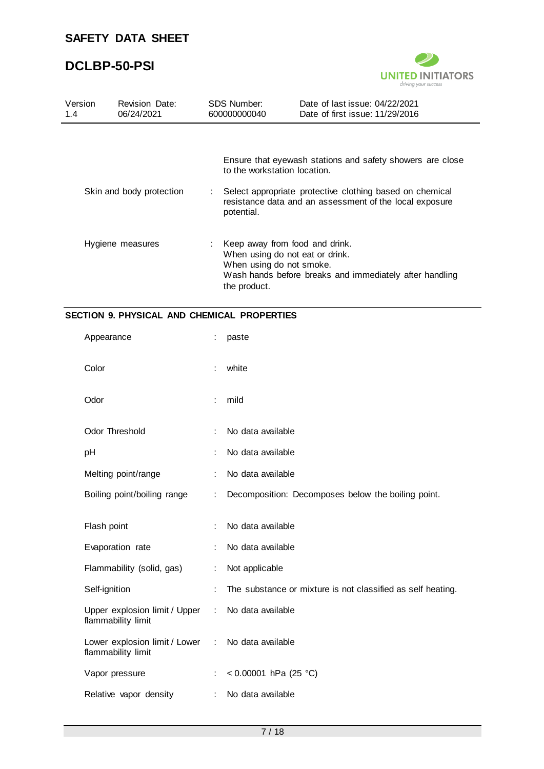Ensure that eyewash stations and safety showers are close to the workstation location.

| | | |
|---|---|---|
| Skin and body protection | : | Select appropriate protective clothing based on chemical resistance data and an assessment of the local exposure potential. |
| Hygiene measures | : | Keep away from food and drink.<br>When using do not eat or drink.<br>When using do not smoke.<br>Wash hands before breaks and immediately after handling the product. |

## SECTION 9. PHYSICAL AND CHEMICAL PROPERTIES

| | | |
|---|---|---|
| Appearance | : | paste |
| Color | : | white |
| Odor | : | mild |
| Odor Threshold | : | No data available |
| pH | : | No data available |
| Melting point/range | : | No data available |
| Boiling point/boiling range | : | Decomposition: Decomposes below the boiling point. |
| Flash point | : | No data available |
| Evaporation rate | : | No data available |
| Flammability (solid, gas) | : | Not applicable |
| Self-ignition | : | The substance or mixture is not classified as self heating. |
| Upper explosion limit / Upper flammability limit | : | No data available |
| Lower explosion limit / Lower flammability limit | : | No data available |
| Vapor pressure | : | < 0.00001 hPa (25 °C) |
| Relative vapor density | : | No data available |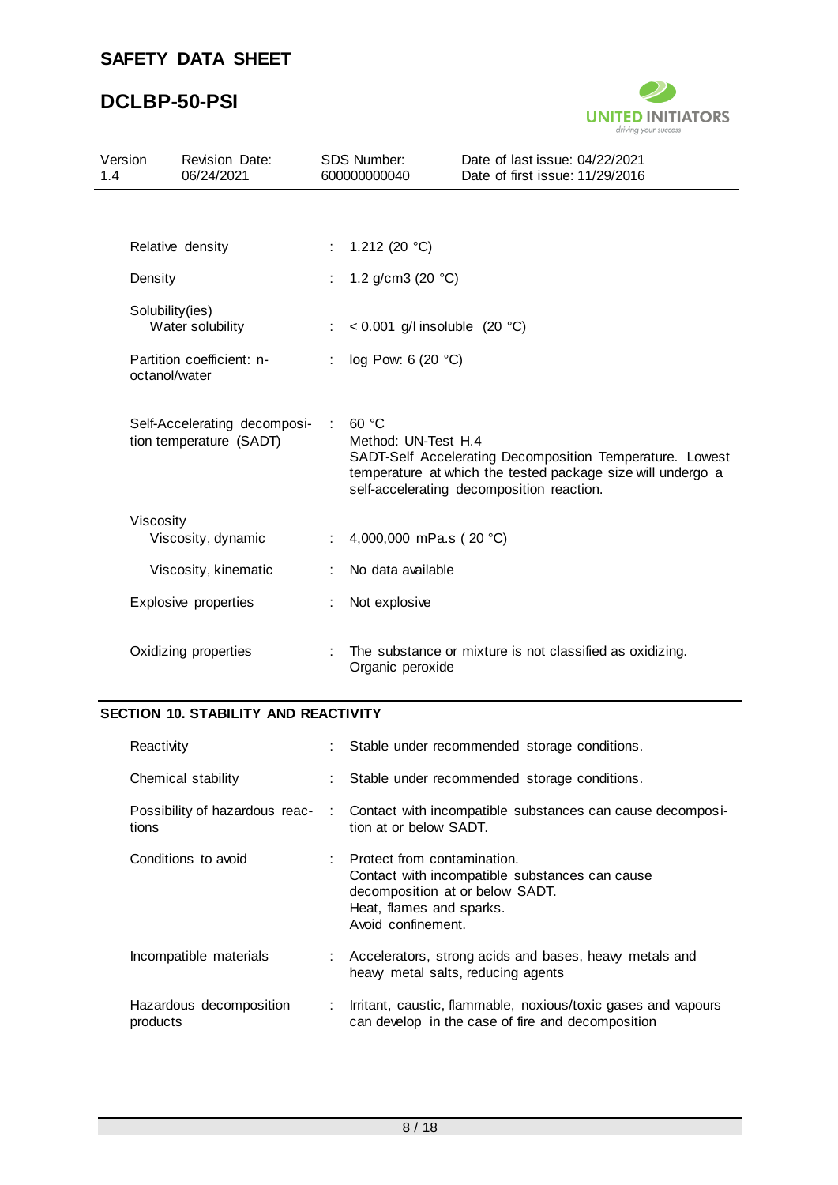| | | |
|---|---|---|
| Relative density | : | 1.212 (20 °C) |
| Density | : | 1.2 g/cm3 (20 °C) |
| Solubility(ies)<br>Water solubility | : | < 0.001 g/l insoluble (20 °C) |
| Partition coefficient: n-octanol/water | : | log Pow: 6 (20 °C) |
| Self-Accelerating decomposition temperature (SADT) | : | 60 °C<br>Method: UN-Test H.4<br>SADT-Self Accelerating Decomposition Temperature. Lowest temperature at which the tested package size will undergo a self-accelerating decomposition reaction. |
| Viscosity<br>Viscosity, dynamic | : | 4,000,000 mPa.s ( 20 °C) |
| Viscosity, kinematic | : | No data available |
| Explosive properties | : | Not explosive |
| Oxidizing properties | : | The substance or mixture is not classified as oxidizing.<br>Organic peroxide |

## SECTION 10. STABILITY AND REACTIVITY

| | | |
|---|---|---|
| Reactivity | : | Stable under recommended storage conditions. |
| Chemical stability | : | Stable under recommended storage conditions. |
| Possibility of hazardous reactions | : | Contact with incompatible substances can cause decomposition at or below SADT. |
| Conditions to avoid | : | Protect from contamination.<br>Contact with incompatible substances can cause decomposition at or below SADT.<br>Heat, flames and sparks.<br>Avoid confinement. |
| Incompatible materials | : | Accelerators, strong acids and bases, heavy metals and heavy metal salts, reducing agents |
| Hazardous decomposition products | : | Irritant, caustic, flammable, noxious/toxic gases and vapours can develop in the case of fire and decomposition |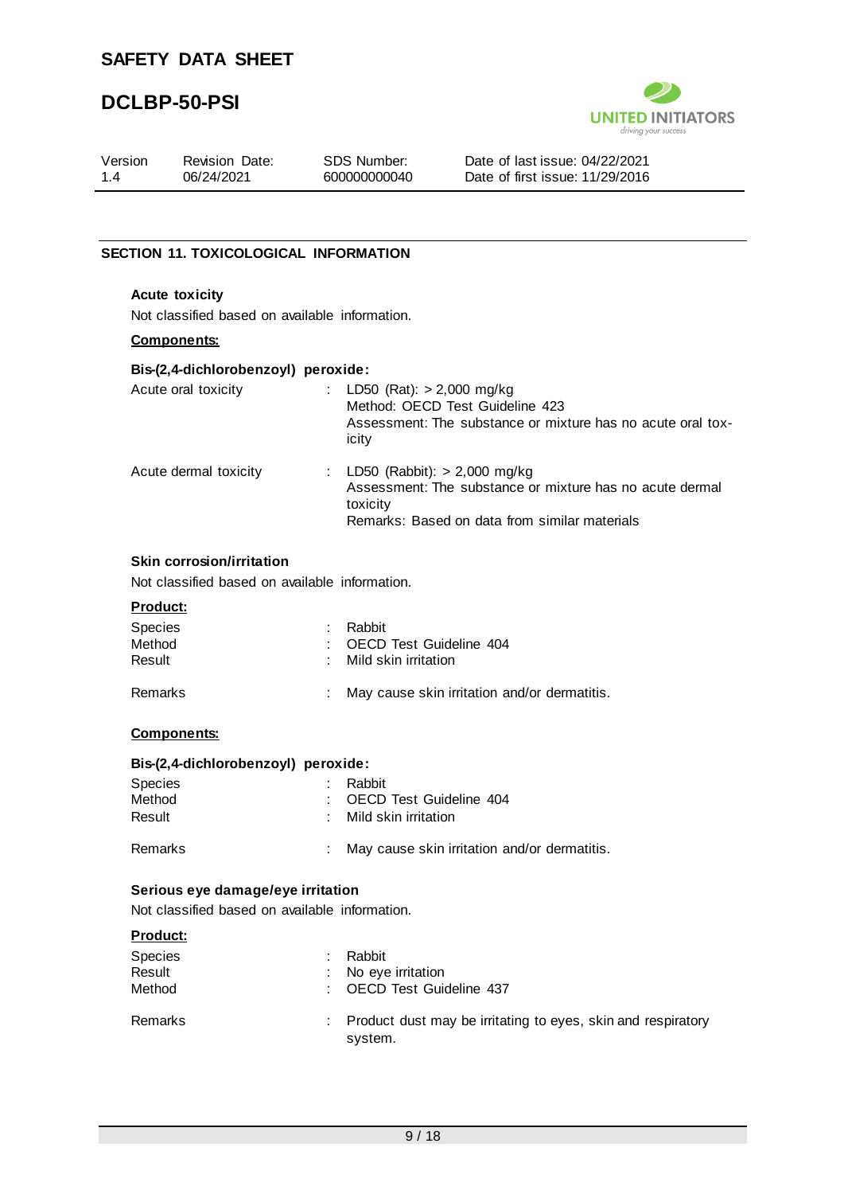## SECTION 11. TOXICOLOGICAL INFORMATION

### Acute toxicity

Not classified based on available information.

**Components:**

**Bis-(2,4-dichlorobenzoyl) peroxide:**

| | | |
|---|---|---|
| Acute oral toxicity | : | LD50 (Rat): > 2,000 mg/kg<br>Method: OECD Test Guideline 423<br>Assessment: The substance or mixture has no acute oral toxicity |
| Acute dermal toxicity | : | LD50 (Rabbit): > 2,000 mg/kg<br>Assessment: The substance or mixture has no acute dermal toxicity<br>Remarks: Based on data from similar materials |

### Skin corrosion/irritation

Not classified based on available information.

**Product:**

| | | |
|---|---|---|
| Species | : | Rabbit |
| Method | : | OECD Test Guideline 404 |
| Result | : | Mild skin irritation |
| Remarks | : | May cause skin irritation and/or dermatitis. |

**Components:**

**Bis-(2,4-dichlorobenzoyl) peroxide:**

| | | |
|---|---|---|
| Species | : | Rabbit |
| Method | : | OECD Test Guideline 404 |
| Result | : | Mild skin irritation |
| Remarks | : | May cause skin irritation and/or dermatitis. |

### Serious eye damage/eye irritation

Not classified based on available information.

**Product:**

| | | |
|---|---|---|
| Species | : | Rabbit |
| Result | : | No eye irritation |
| Method | : | OECD Test Guideline 437 |
| Remarks | : | Product dust may be irritating to eyes, skin and respiratory system. |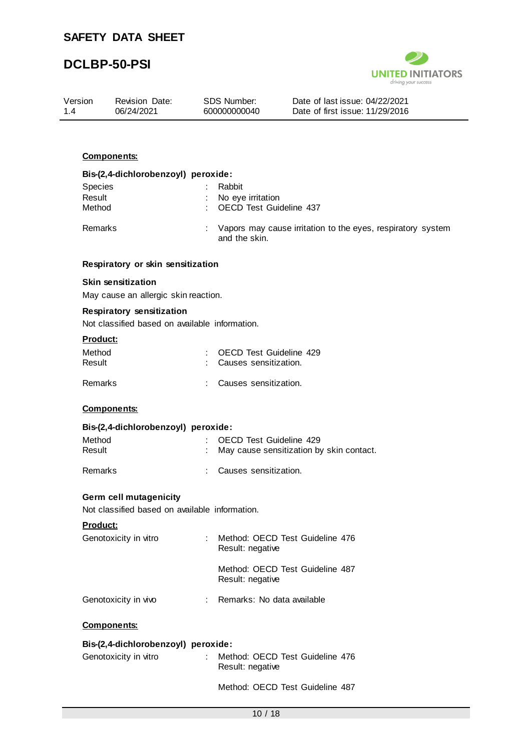**Components:**

**Bis-(2,4-dichlorobenzoyl) peroxide:**

| | | |
|---|---|---|
| Species | : | Rabbit |
| Result | : | No eye irritation |
| Method | : | OECD Test Guideline 437 |
| Remarks | : | Vapors may cause irritation to the eyes, respiratory system and the skin. |

**Respiratory or skin sensitization**

**Skin sensitization**

May cause an allergic skin reaction.

**Respiratory sensitization**

Not classified based on available information.

**Product:**

| | | |
|---|---|---|
| Method | : | OECD Test Guideline 429 |
| Result | : | Causes sensitization. |
| Remarks | : | Causes sensitization. |

**Components:**

**Bis-(2,4-dichlorobenzoyl) peroxide:**

| | | |
|---|---|---|
| Method | : | OECD Test Guideline 429 |
| Result | : | May cause sensitization by skin contact. |
| Remarks | : | Causes sensitization. |

**Germ cell mutagenicity**

Not classified based on available information.

**Product:**

| | | |
|---|---|---|
| Genotoxicity in vitro | : | Method: OECD Test Guideline 476<br>Result: negative |
| | | Method: OECD Test Guideline 487<br>Result: negative |
| Genotoxicity in vivo | : | Remarks: No data available |

**Components:**

**Bis-(2,4-dichlorobenzoyl) peroxide:**

| | | |
|---|---|---|
| Genotoxicity in vitro | : | Method: OECD Test Guideline 476<br>Result: negative |
| | | Method: OECD Test Guideline 487 |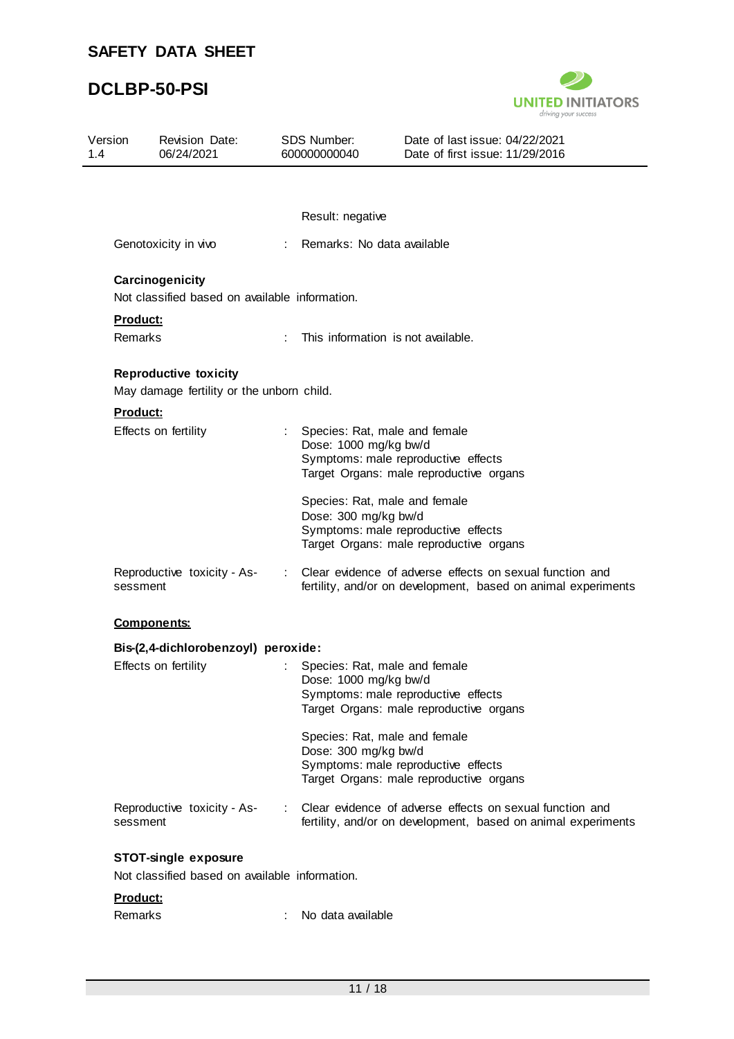Result: negative

Genotoxicity in vivo : Remarks: No data available

**Carcinogenicity**

Not classified based on available information.

**Product:**

Remarks : This information is not available.

**Reproductive toxicity**

May damage fertility or the unborn child.

**Product:**

Effects on fertility : Species: Rat, male and female
Dose: 1000 mg/kg bw/d
Symptoms: male reproductive effects
Target Organs: male reproductive organs

Species: Rat, male and female
Dose: 300 mg/kg bw/d
Symptoms: male reproductive effects
Target Organs: male reproductive organs

Reproductive toxicity - Assessment : Clear evidence of adverse effects on sexual function and fertility, and/or on development, based on animal experiments

**Components:**

**Bis-(2,4-dichlorobenzoyl) peroxide:**

Effects on fertility : Species: Rat, male and female
Dose: 1000 mg/kg bw/d
Symptoms: male reproductive effects
Target Organs: male reproductive organs

Species: Rat, male and female
Dose: 300 mg/kg bw/d
Symptoms: male reproductive effects
Target Organs: male reproductive organs

Reproductive toxicity - Assessment : Clear evidence of adverse effects on sexual function and fertility, and/or on development, based on animal experiments

**STOT-single exposure**

Not classified based on available information.

**Product:**

Remarks : No data available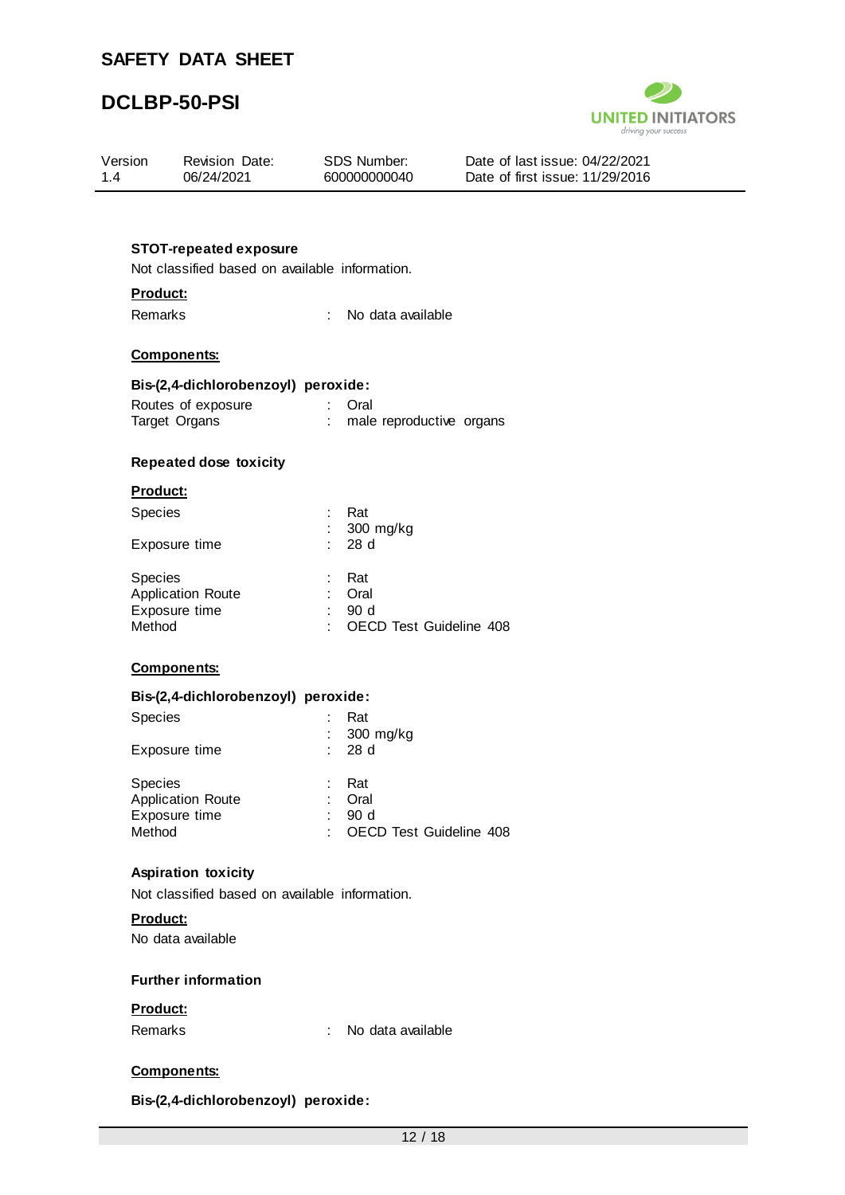### STOT-repeated exposure

Not classified based on available information.

**Product:**

| | | |
|---|---|---|
| Remarks | : | No data available |

**Components:**

**Bis-(2,4-dichlorobenzoyl) peroxide:**

| | | |
|---|---|---|
| Routes of exposure | : | Oral |
| Target Organs | : | male reproductive organs |

### Repeated dose toxicity

**Product:**

| | | |
|---|---|---|
| Species | : | Rat |
| | : | 300 mg/kg |
| Exposure time | : | 28 d |

| | | |
|---|---|---|
| Species | : | Rat |
| Application Route | : | Oral |
| Exposure time | : | 90 d |
| Method | : | OECD Test Guideline 408 |

**Components:**

**Bis-(2,4-dichlorobenzoyl) peroxide:**

| | | |
|---|---|---|
| Species | : | Rat |
| | : | 300 mg/kg |
| Exposure time | : | 28 d |

| | | |
|---|---|---|
| Species | : | Rat |
| Application Route | : | Oral |
| Exposure time | : | 90 d |
| Method | : | OECD Test Guideline 408 |

### Aspiration toxicity

Not classified based on available information.

**Product:**

No data available

### Further information

**Product:**

| | | |
|---|---|---|
| Remarks | : | No data available |

**Components:**

**Bis-(2,4-dichlorobenzoyl) peroxide:**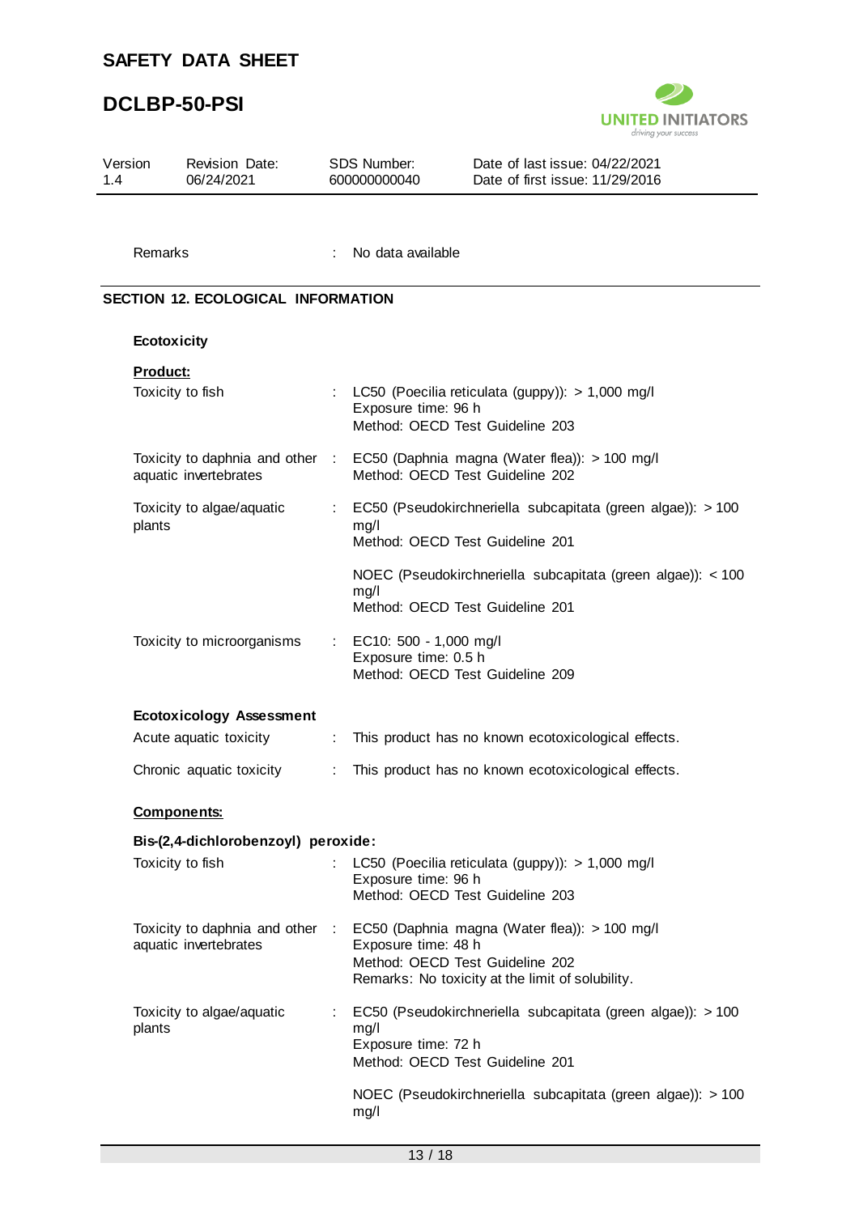Remarks : No data available

## SECTION 12. ECOLOGICAL INFORMATION

### Ecotoxicity

**Product:**

| | | |
|---|---|---|
| Toxicity to fish | : | LC50 (Poecilia reticulata (guppy)): > 1,000 mg/l<br>Exposure time: 96 h<br>Method: OECD Test Guideline 203 |
| Toxicity to daphnia and other aquatic invertebrates | : | EC50 (Daphnia magna (Water flea)): > 100 mg/l<br>Method: OECD Test Guideline 202 |
| Toxicity to algae/aquatic plants | : | EC50 (Pseudokirchneriella subcapitata (green algae)): > 100 mg/l<br>Method: OECD Test Guideline 201<br><br>NOEC (Pseudokirchneriella subcapitata (green algae)): < 100 mg/l<br>Method: OECD Test Guideline 201 |
| Toxicity to microorganisms | : | EC10: 500 - 1,000 mg/l<br>Exposure time: 0.5 h<br>Method: OECD Test Guideline 209 |

**Ecotoxicology Assessment**

| | | |
|---|---|---|
| Acute aquatic toxicity | : | This product has no known ecotoxicological effects. |
| Chronic aquatic toxicity | : | This product has no known ecotoxicological effects. |

**Components:**

**Bis-(2,4-dichlorobenzoyl) peroxide:**

| | | |
|---|---|---|
| Toxicity to fish | : | LC50 (Poecilia reticulata (guppy)): > 1,000 mg/l<br>Exposure time: 96 h<br>Method: OECD Test Guideline 203 |
| Toxicity to daphnia and other aquatic invertebrates | : | EC50 (Daphnia magna (Water flea)): > 100 mg/l<br>Exposure time: 48 h<br>Method: OECD Test Guideline 202<br>Remarks: No toxicity at the limit of solubility. |
| Toxicity to algae/aquatic plants | : | EC50 (Pseudokirchneriella subcapitata (green algae)): > 100 mg/l<br>Exposure time: 72 h<br>Method: OECD Test Guideline 201<br><br>NOEC (Pseudokirchneriella subcapitata (green algae)): > 100 mg/l |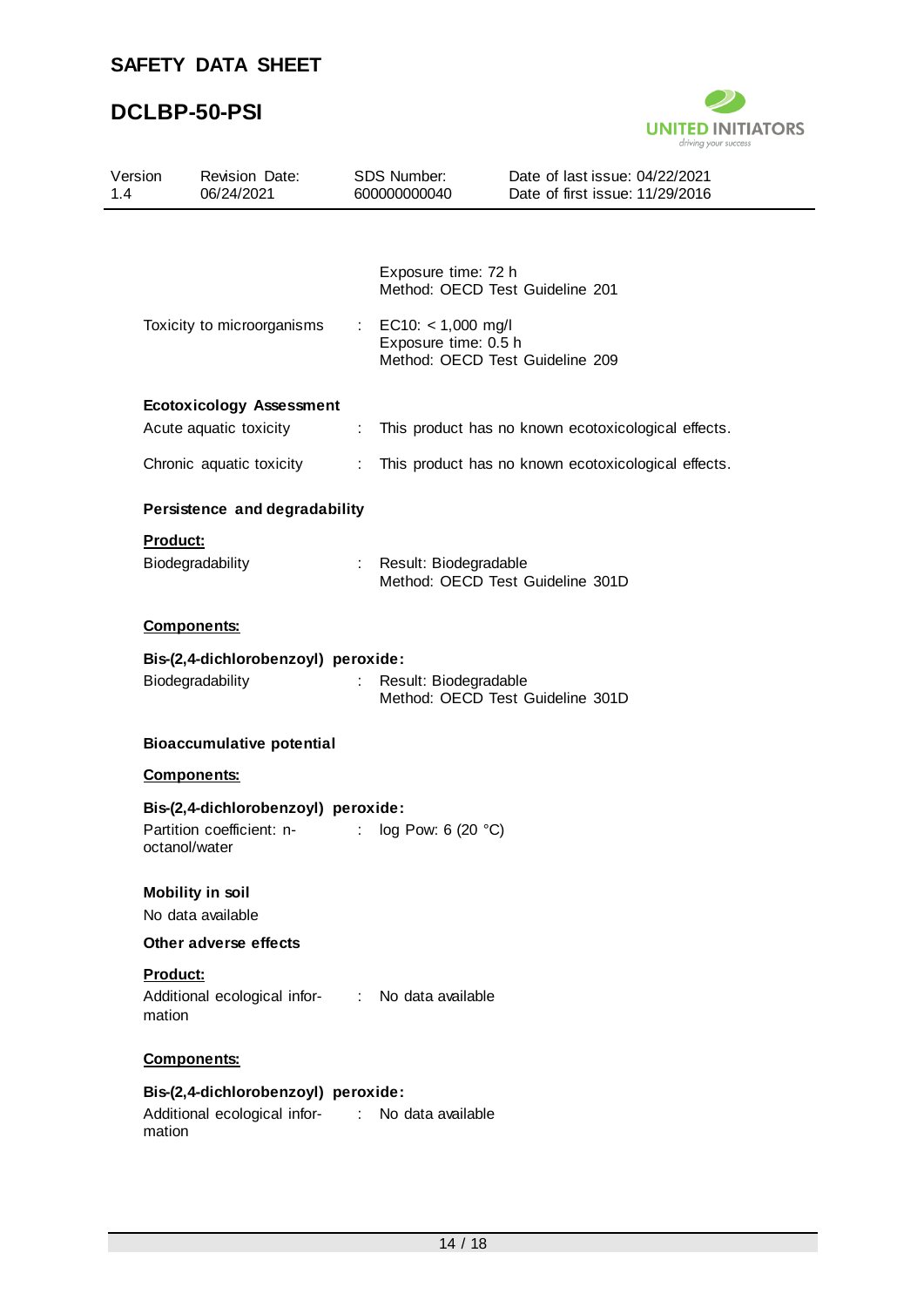Exposure time: 72 h
Method: OECD Test Guideline 201

Toxicity to microorganisms : EC10: < 1,000 mg/l
Exposure time: 0.5 h
Method: OECD Test Guideline 209

**Ecotoxicology Assessment**

Acute aquatic toxicity : This product has no known ecotoxicological effects.

Chronic aquatic toxicity : This product has no known ecotoxicological effects.

**Persistence and degradability**

**Product:**

Biodegradability : Result: Biodegradable
Method: OECD Test Guideline 301D

**Components:**

**Bis-(2,4-dichlorobenzoyl) peroxide:**

Biodegradability : Result: Biodegradable
Method: OECD Test Guideline 301D

**Bioaccumulative potential**

**Components:**

**Bis-(2,4-dichlorobenzoyl) peroxide:**

Partition coefficient: n-octanol/water : log Pow: 6 (20 °C)

**Mobility in soil**

No data available

**Other adverse effects**

**Product:**

Additional ecological information : No data available

**Components:**

**Bis-(2,4-dichlorobenzoyl) peroxide:**

Additional ecological information : No data available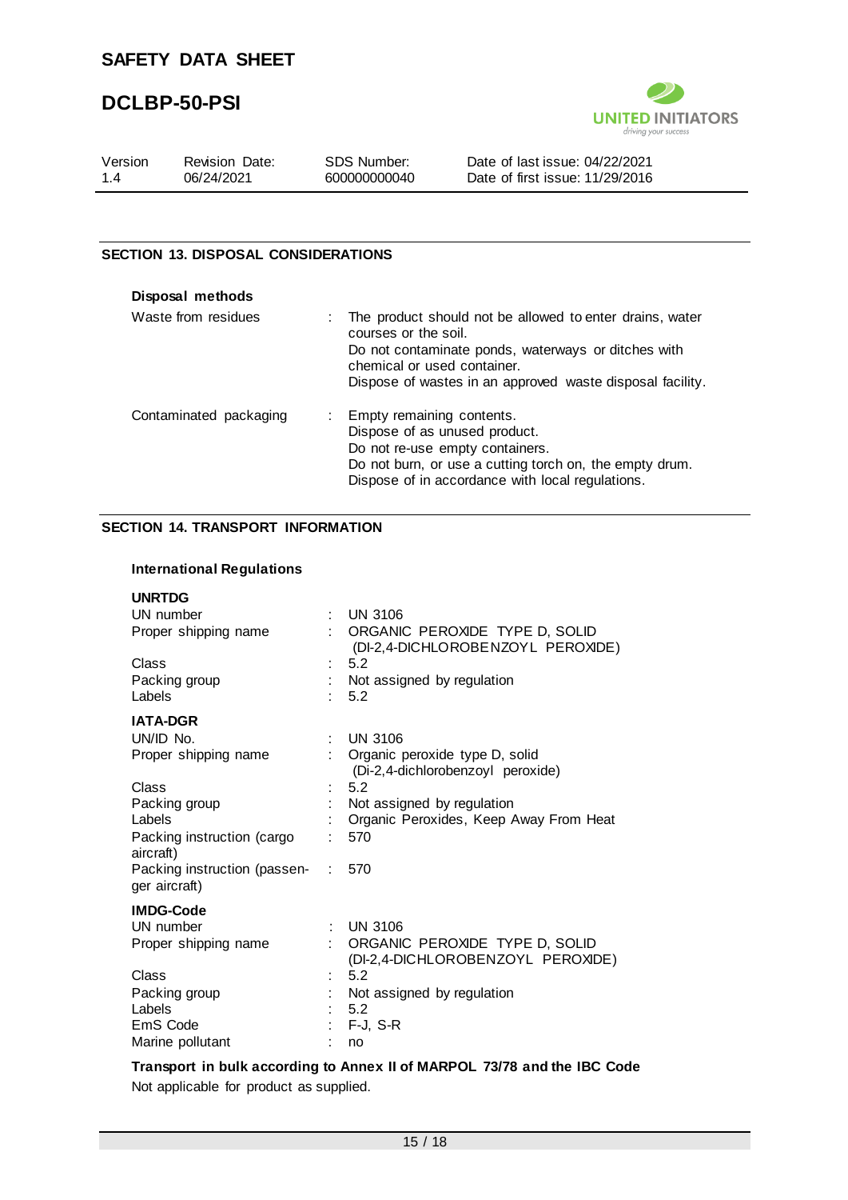## SECTION 13. DISPOSAL CONSIDERATIONS

**Disposal methods**

| | |
|---|---|
| Waste from residues | The product should not be allowed to enter drains, water courses or the soil.<br>Do not contaminate ponds, waterways or ditches with chemical or used container.<br>Dispose of wastes in an approved waste disposal facility. |
| Contaminated packaging | Empty remaining contents.<br>Dispose of as unused product.<br>Do not re-use empty containers.<br>Do not burn, or use a cutting torch on, the empty drum.<br>Dispose of in accordance with local regulations. |

## SECTION 14. TRANSPORT INFORMATION

**International Regulations**

**UNRTDG**

| | |
|---|---|
| UN number | UN 3106 |
| Proper shipping name | ORGANIC PEROXIDE TYPE D, SOLID (DI-2,4-DICHLOROBENZOYL PEROXIDE) |
| Class | 5.2 |
| Packing group | Not assigned by regulation |
| Labels | 5.2 |

**IATA-DGR**

| | |
|---|---|
| UN/ID No. | UN 3106 |
| Proper shipping name | Organic peroxide type D, solid (Di-2,4-dichlorobenzoyl peroxide) |
| Class | 5.2 |
| Packing group | Not assigned by regulation |
| Labels | Organic Peroxides, Keep Away From Heat |
| Packing instruction (cargo aircraft) | 570 |
| Packing instruction (passenger aircraft) | 570 |

**IMDG-Code**

| | |
|---|---|
| UN number | UN 3106 |
| Proper shipping name | ORGANIC PEROXIDE TYPE D, SOLID (DI-2,4-DICHLOROBENZOYL PEROXIDE) |
| Class | 5.2 |
| Packing group | Not assigned by regulation |
| Labels | 5.2 |
| EmS Code | F-J, S-R |
| Marine pollutant | no |

**Transport in bulk according to Annex II of MARPOL 73/78 and the IBC Code**

Not applicable for product as supplied.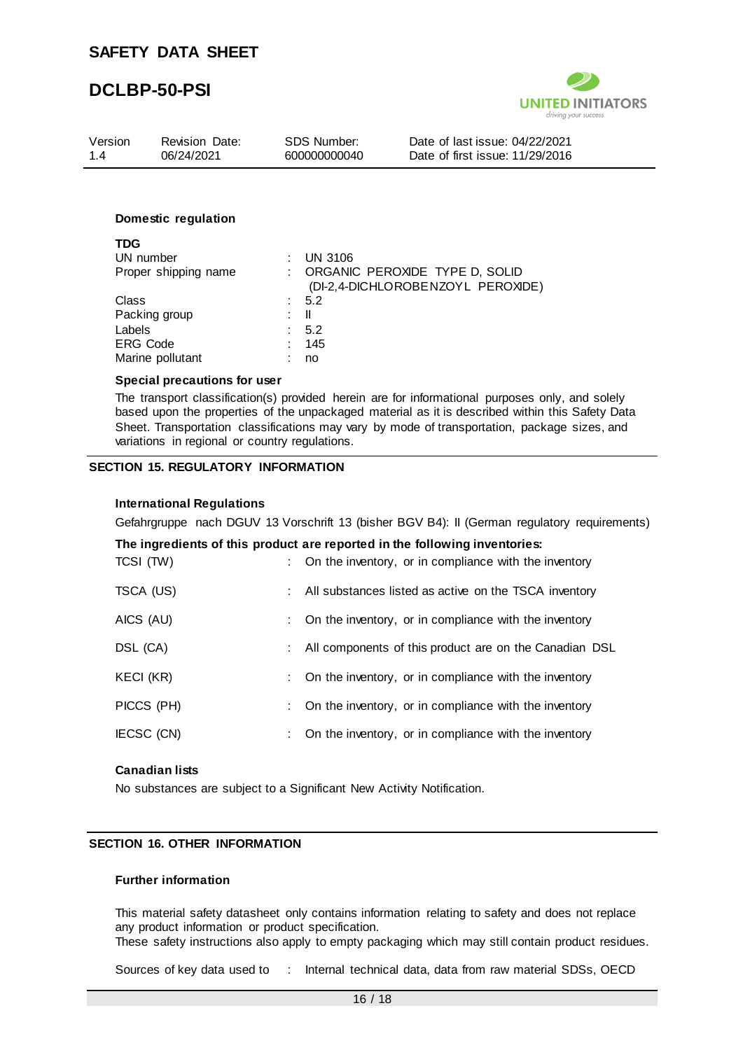**Domestic regulation**

**TDG**

| | |
|---|---|
| UN number | : UN 3106 |
| Proper shipping name | : ORGANIC PEROXIDE TYPE D, SOLID (DI-2,4-DICHLOROBENZOYL PEROXIDE) |
| Class | : 5.2 |
| Packing group | : II |
| Labels | : 5.2 |
| ERG Code | : 145 |
| Marine pollutant | : no |

**Special precautions for user**

The transport classification(s) provided herein are for informational purposes only, and solely based upon the properties of the unpackaged material as it is described within this Safety Data Sheet. Transportation classifications may vary by mode of transportation, package sizes, and variations in regional or country regulations.

## SECTION 15. REGULATORY INFORMATION

**International Regulations**

Gefahrgruppe nach DGUV 13 Vorschrift 13 (bisher BGV B4): II (German regulatory requirements)

**The ingredients of this product are reported in the following inventories:**

| | |
|---|---|
| TCSI (TW) | : On the inventory, or in compliance with the inventory |
| TSCA (US) | : All substances listed as active on the TSCA inventory |
| AICS (AU) | : On the inventory, or in compliance with the inventory |
| DSL (CA) | : All components of this product are on the Canadian DSL |
| KECI (KR) | : On the inventory, or in compliance with the inventory |
| PICCS (PH) | : On the inventory, or in compliance with the inventory |
| IECSC (CN) | : On the inventory, or in compliance with the inventory |

**Canadian lists**

No substances are subject to a Significant New Activity Notification.

## SECTION 16. OTHER INFORMATION

**Further information**

This material safety datasheet only contains information relating to safety and does not replace any product information or product specification.
These safety instructions also apply to empty packaging which may still contain product residues.

Sources of key data used to : Internal technical data, data from raw material SDSs, OECD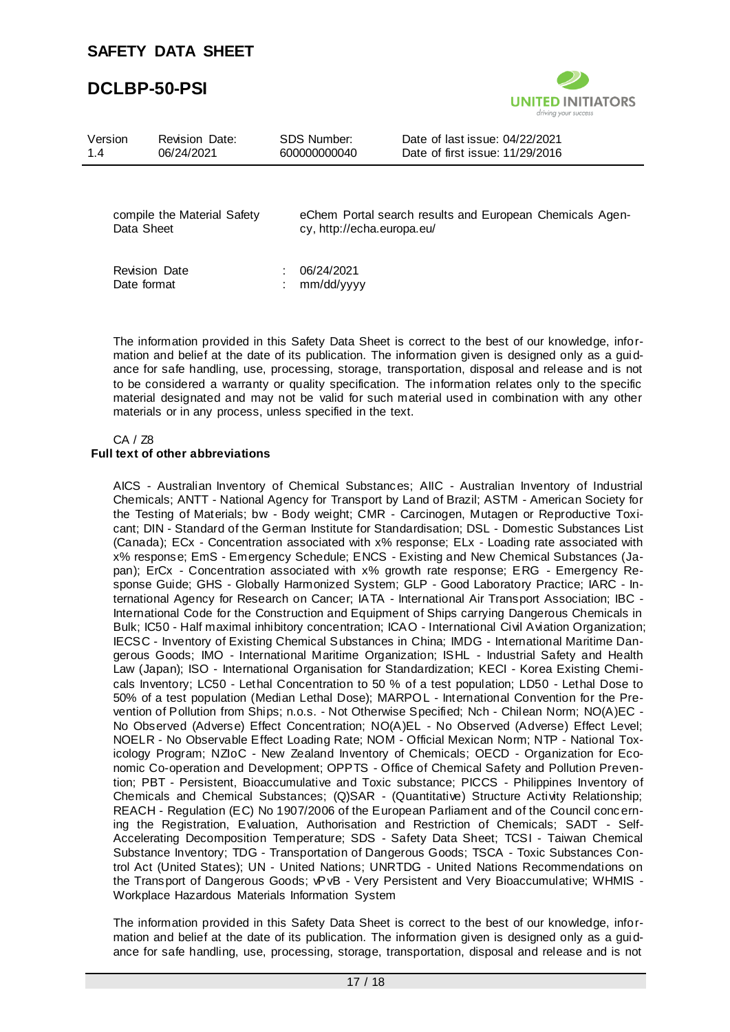| | |
|---|---|
| compile the Material Safety Data Sheet | eChem Portal search results and European Chemicals Agency, http://echa.europa.eu/ |

Revision Date : 06/24/2021
Date format : mm/dd/yyyy

The information provided in this Safety Data Sheet is correct to the best of our knowledge, information and belief at the date of its publication. The information given is designed only as a guidance for safe handling, use, processing, storage, transportation, disposal and release and is not to be considered a warranty or quality specification. The information relates only to the specific material designated and may not be valid for such material used in combination with any other materials or in any process, unless specified in the text.

CA / Z8

**Full text of other abbreviations**

AICS - Australian Inventory of Chemical Substances; AIIC - Australian Inventory of Industrial Chemicals; ANTT - National Agency for Transport by Land of Brazil; ASTM - American Society for the Testing of Materials; bw - Body weight; CMR - Carcinogen, Mutagen or Reproductive Toxicant; DIN - Standard of the German Institute for Standardisation; DSL - Domestic Substances List (Canada); ECx - Concentration associated with x% response; ELx - Loading rate associated with x% response; EmS - Emergency Schedule; ENCS - Existing and New Chemical Substances (Japan); ErCx - Concentration associated with x% growth rate response; ERG - Emergency Response Guide; GHS - Globally Harmonized System; GLP - Good Laboratory Practice; IARC - International Agency for Research on Cancer; IATA - International Air Transport Association; IBC - International Code for the Construction and Equipment of Ships carrying Dangerous Chemicals in Bulk; IC50 - Half maximal inhibitory concentration; ICAO - International Civil Aviation Organization; IECSC - Inventory of Existing Chemical Substances in China; IMDG - International Maritime Dangerous Goods; IMO - International Maritime Organization; ISHL - Industrial Safety and Health Law (Japan); ISO - International Organisation for Standardization; KECI - Korea Existing Chemicals Inventory; LC50 - Lethal Concentration to 50 % of a test population; LD50 - Lethal Dose to 50% of a test population (Median Lethal Dose); MARPOL - International Convention for the Prevention of Pollution from Ships; n.o.s. - Not Otherwise Specified; Nch - Chilean Norm; NO(A)EC - No Observed (Adverse) Effect Concentration; NO(A)EL - No Observed (Adverse) Effect Level; NOELR - No Observable Effect Loading Rate; NOM - Official Mexican Norm; NTP - National Toxicology Program; NZIoC - New Zealand Inventory of Chemicals; OECD - Organization for Economic Co-operation and Development; OPPTS - Office of Chemical Safety and Pollution Prevention; PBT - Persistent, Bioaccumulative and Toxic substance; PICCS - Philippines Inventory of Chemicals and Chemical Substances; (Q)SAR - (Quantitative) Structure Activity Relationship; REACH - Regulation (EC) No 1907/2006 of the European Parliament and of the Council concerning the Registration, Evaluation, Authorisation and Restriction of Chemicals; SADT - Self-Accelerating Decomposition Temperature; SDS - Safety Data Sheet; TCSI - Taiwan Chemical Substance Inventory; TDG - Transportation of Dangerous Goods; TSCA - Toxic Substances Control Act (United States); UN - United Nations; UNRTDG - United Nations Recommendations on the Transport of Dangerous Goods; vPvB - Very Persistent and Very Bioaccumulative; WHMIS - Workplace Hazardous Materials Information System

The information provided in this Safety Data Sheet is correct to the best of our knowledge, information and belief at the date of its publication. The information given is designed only as a guidance for safe handling, use, processing, storage, transportation, disposal and release and is not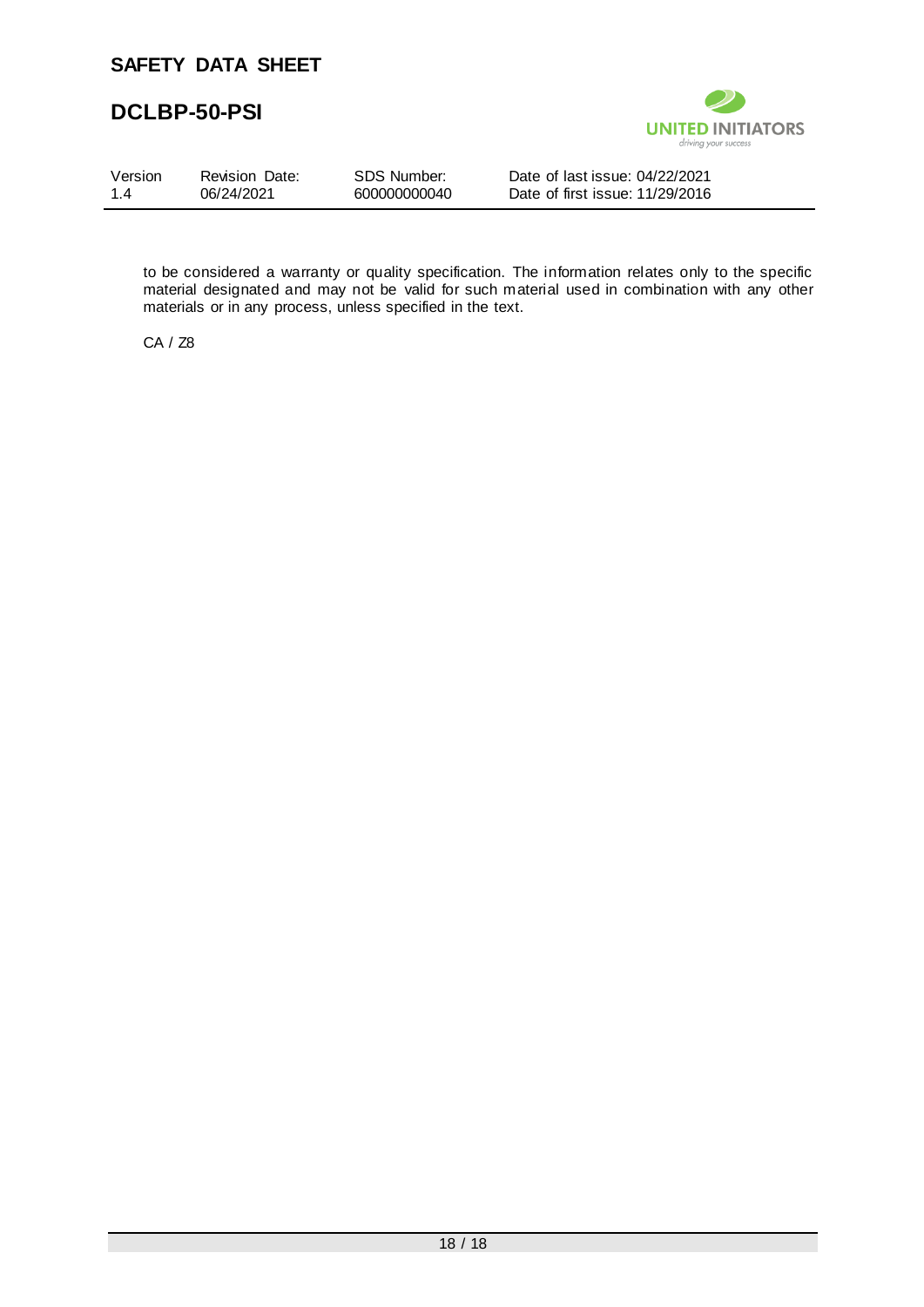to be considered a warranty or quality specification. The information relates only to the specific material designated and may not be valid for such material used in combination with any other materials or in any process, unless specified in the text.

CA / Z8